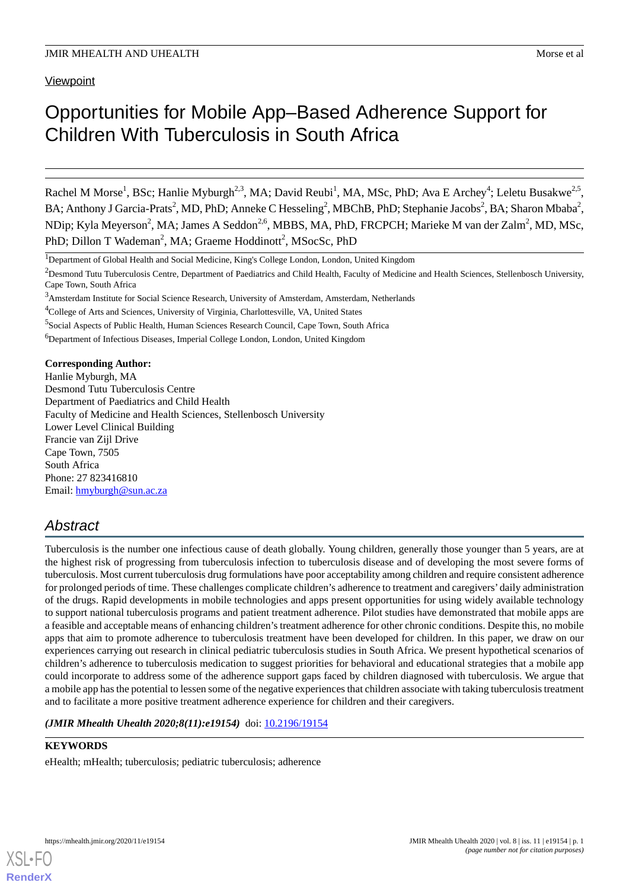Viewpoint

# Opportunities for Mobile App–Based Adherence Support for Children With Tuberculosis in South Africa

Rachel M Morse[1], BSc; Hanlie Myburgh[2,3], MA; David Reubi[1], MA, MSc, PhD; Ava E Archey[4]; Leletu Busakwe[2,5], BA; Anthony J Garcia-Prats[2], MD, PhD; Anneke C Hesseling[2], MBChB, PhD; Stephanie Jacobs[2], BA; Sharon Mbaba[2], NDip; Kyla Meyerson[2], MA; James A Seddon[2,6], MBBS, MA, PhD, FRCPCH; Marieke M van der Zalm[2], MD, MSc, PhD; Dillon T Wademan[2], MA; Graeme Hoddinott[2], MSocSc, PhD

[1]Department of Global Health and Social Medicine, King's College London, London, United Kingdom

[2]Desmond Tutu Tuberculosis Centre, Department of Paediatrics and Child Health, Faculty of Medicine and Health Sciences, Stellenbosch University, Cape Town, South Africa

[3]Amsterdam Institute for Social Science Research, University of Amsterdam, Amsterdam, Netherlands

[4]College of Arts and Sciences, University of Virginia, Charlottesville, VA, United States

[5]Social Aspects of Public Health, Human Sciences Research Council, Cape Town, South Africa

[6]Department of Infectious Diseases, Imperial College London, London, United Kingdom

**Corresponding Author:**
Hanlie Myburgh, MA
Desmond Tutu Tuberculosis Centre
Department of Paediatrics and Child Health
Faculty of Medicine and Health Sciences, Stellenbosch University
Lower Level Clinical Building
Francie van Zijl Drive
Cape Town, 7505
South Africa
Phone: 27 823416810
Email: hmyburgh@sun.ac.za

## *Abstract*

Tuberculosis is the number one infectious cause of death globally. Young children, generally those younger than 5 years, are at the highest risk of progressing from tuberculosis infection to tuberculosis disease and of developing the most severe forms of tuberculosis. Most current tuberculosis drug formulations have poor acceptability among children and require consistent adherence for prolonged periods of time. These challenges complicate children's adherence to treatment and caregivers' daily administration of the drugs. Rapid developments in mobile technologies and apps present opportunities for using widely available technology to support national tuberculosis programs and patient treatment adherence. Pilot studies have demonstrated that mobile apps are a feasible and acceptable means of enhancing children's treatment adherence for other chronic conditions. Despite this, no mobile apps that aim to promote adherence to tuberculosis treatment have been developed for children. In this paper, we draw on our experiences carrying out research in clinical pediatric tuberculosis studies in South Africa. We present hypothetical scenarios of children's adherence to tuberculosis medication to suggest priorities for behavioral and educational strategies that a mobile app could incorporate to address some of the adherence support gaps faced by children diagnosed with tuberculosis. We argue that a mobile app has the potential to lessen some of the negative experiences that children associate with taking tuberculosis treatment and to facilitate a more positive treatment adherence experience for children and their caregivers.

***(JMIR Mhealth Uhealth 2020;8(11):e19154)*** doi: 10.2196/19154

**KEYWORDS**

eHealth; mHealth; tuberculosis; pediatric tuberculosis; adherence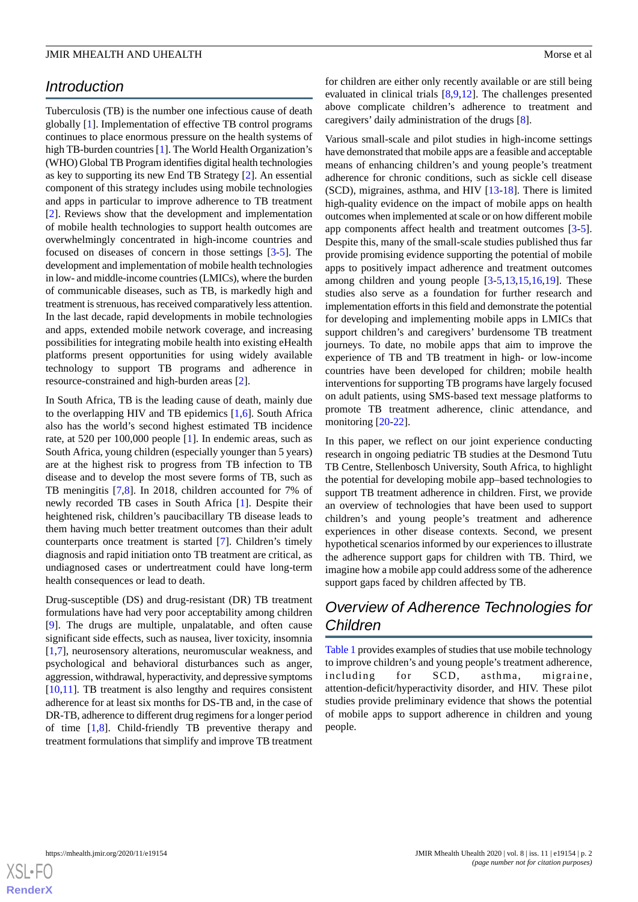## Introduction

Tuberculosis (TB) is the number one infectious cause of death globally [1]. Implementation of effective TB control programs continues to place enormous pressure on the health systems of high TB-burden countries [1]. The World Health Organization's (WHO) Global TB Program identifies digital health technologies as key to supporting its new End TB Strategy [2]. An essential component of this strategy includes using mobile technologies and apps in particular to improve adherence to TB treatment [2]. Reviews show that the development and implementation of mobile health technologies to support health outcomes are overwhelmingly concentrated in high-income countries and focused on diseases of concern in those settings [3-5]. The development and implementation of mobile health technologies in low- and middle-income countries (LMICs), where the burden of communicable diseases, such as TB, is markedly high and treatment is strenuous, has received comparatively less attention. In the last decade, rapid developments in mobile technologies and apps, extended mobile network coverage, and increasing possibilities for integrating mobile health into existing eHealth platforms present opportunities for using widely available technology to support TB programs and adherence in resource-constrained and high-burden areas [2].

In South Africa, TB is the leading cause of death, mainly due to the overlapping HIV and TB epidemics [1,6]. South Africa also has the world's second highest estimated TB incidence rate, at 520 per 100,000 people [1]. In endemic areas, such as South Africa, young children (especially younger than 5 years) are at the highest risk to progress from TB infection to TB disease and to develop the most severe forms of TB, such as TB meningitis [7,8]. In 2018, children accounted for 7% of newly recorded TB cases in South Africa [1]. Despite their heightened risk, children's paucibacillary TB disease leads to them having much better treatment outcomes than their adult counterparts once treatment is started [7]. Children's timely diagnosis and rapid initiation onto TB treatment are critical, as undiagnosed cases or undertreatment could have long-term health consequences or lead to death.

Drug-susceptible (DS) and drug-resistant (DR) TB treatment formulations have had very poor acceptability among children [9]. The drugs are multiple, unpalatable, and often cause significant side effects, such as nausea, liver toxicity, insomnia [1,7], neurosensory alterations, neuromuscular weakness, and psychological and behavioral disturbances such as anger, aggression, withdrawal, hyperactivity, and depressive symptoms [10,11]. TB treatment is also lengthy and requires consistent adherence for at least six months for DS-TB and, in the case of DR-TB, adherence to different drug regimens for a longer period of time [1,8]. Child-friendly TB preventive therapy and treatment formulations that simplify and improve TB treatment for children are either only recently available or are still being evaluated in clinical trials [8,9,12]. The challenges presented above complicate children's adherence to treatment and caregivers' daily administration of the drugs [8].

Various small-scale and pilot studies in high-income settings have demonstrated that mobile apps are a feasible and acceptable means of enhancing children's and young people's treatment adherence for chronic conditions, such as sickle cell disease (SCD), migraines, asthma, and HIV [13-18]. There is limited high-quality evidence on the impact of mobile apps on health outcomes when implemented at scale or on how different mobile app components affect health and treatment outcomes [3-5]. Despite this, many of the small-scale studies published thus far provide promising evidence supporting the potential of mobile apps to positively impact adherence and treatment outcomes among children and young people [3-5,13,15,16,19]. These studies also serve as a foundation for further research and implementation efforts in this field and demonstrate the potential for developing and implementing mobile apps in LMICs that support children's and caregivers' burdensome TB treatment journeys. To date, no mobile apps that aim to improve the experience of TB and TB treatment in high- or low-income countries have been developed for children; mobile health interventions for supporting TB programs have largely focused on adult patients, using SMS-based text message platforms to promote TB treatment adherence, clinic attendance, and monitoring [20-22].

In this paper, we reflect on our joint experience conducting research in ongoing pediatric TB studies at the Desmond Tutu TB Centre, Stellenbosch University, South Africa, to highlight the potential for developing mobile app–based technologies to support TB treatment adherence in children. First, we provide an overview of technologies that have been used to support children's and young people's treatment and adherence experiences in other disease contexts. Second, we present hypothetical scenarios informed by our experiences to illustrate the adherence support gaps for children with TB. Third, we imagine how a mobile app could address some of the adherence support gaps faced by children affected by TB.

## Overview of Adherence Technologies for Children

Table 1 provides examples of studies that use mobile technology to improve children's and young people's treatment adherence, including for SCD, asthma, migraine, attention-deficit/hyperactivity disorder, and HIV. These pilot studies provide preliminary evidence that shows the potential of mobile apps to support adherence in children and young people.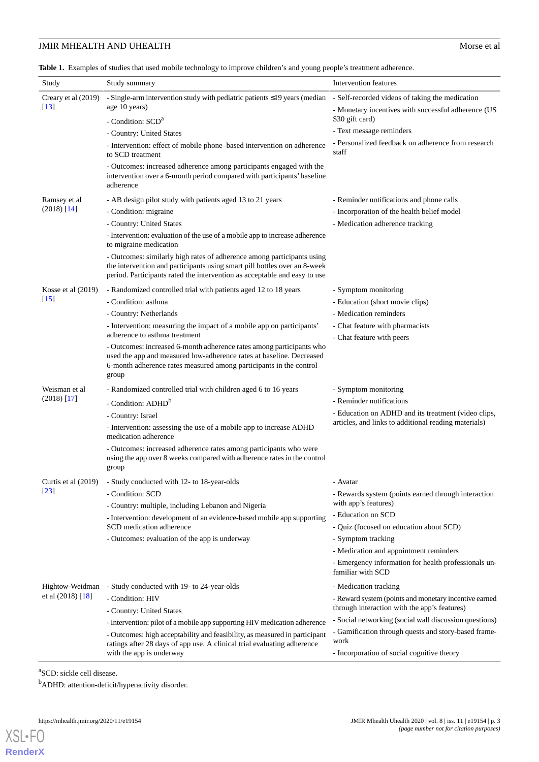**Table 1.** Examples of studies that used mobile technology to improve children's and young people's treatment adherence.

| Study | Study summary | Intervention features |
|---|---|---|
| Creary et al (2019) [13] | - Single-arm intervention study with pediatric patients ≤19 years (median age 10 years)<br>- Condition: SCD[a]<br>- Country: United States<br>- Intervention: effect of mobile phone–based intervention on adherence to SCD treatment<br>- Outcomes: increased adherence among participants engaged with the intervention over a 6-month period compared with participants' baseline adherence | - Self-recorded videos of taking the medication<br>- Monetary incentives with successful adherence (US $30 gift card)<br>- Text message reminders<br>- Personalized feedback on adherence from research staff |
| Ramsey et al (2018) [14] | - AB design pilot study with patients aged 13 to 21 years<br>- Condition: migraine<br>- Country: United States<br>- Intervention: evaluation of the use of a mobile app to increase adherence to migraine medication<br>- Outcomes: similarly high rates of adherence among participants using the intervention and participants using smart pill bottles over an 8-week period. Participants rated the intervention as acceptable and easy to use | - Reminder notifications and phone calls<br>- Incorporation of the health belief model<br>- Medication adherence tracking |
| Kosse et al (2019) [15] | - Randomized controlled trial with patients aged 12 to 18 years<br>- Condition: asthma<br>- Country: Netherlands<br>- Intervention: measuring the impact of a mobile app on participants' adherence to asthma treatment<br>- Outcomes: increased 6-month adherence rates among participants who used the app and measured low-adherence rates at baseline. Decreased 6-month adherence rates measured among participants in the control group | - Symptom monitoring<br>- Education (short movie clips)<br>- Medication reminders<br>- Chat feature with pharmacists<br>- Chat feature with peers |
| Weisman et al (2018) [17] | - Randomized controlled trial with children aged 6 to 16 years<br>- Condition: ADHD[b]<br>- Country: Israel<br>- Intervention: assessing the use of a mobile app to increase ADHD medication adherence<br>- Outcomes: increased adherence rates among participants who were using the app over 8 weeks compared with adherence rates in the control group | - Symptom monitoring<br>- Reminder notifications<br>- Education on ADHD and its treatment (video clips, articles, and links to additional reading materials) |
| Curtis et al (2019) [23] | - Study conducted with 12- to 18-year-olds<br>- Condition: SCD<br>- Country: multiple, including Lebanon and Nigeria<br>- Intervention: development of an evidence-based mobile app supporting SCD medication adherence<br>- Outcomes: evaluation of the app is underway | - Avatar<br>- Rewards system (points earned through interaction with app's features)<br>- Education on SCD<br>- Quiz (focused on education about SCD)<br>- Symptom tracking<br>- Medication and appointment reminders<br>- Emergency information for health professionals unfamiliar with SCD |
| Hightow-Weidman et al (2018) [18] | - Study conducted with 19- to 24-year-olds<br>- Condition: HIV<br>- Country: United States<br>- Intervention: pilot of a mobile app supporting HIV medication adherence<br>- Outcomes: high acceptability and feasibility, as measured in participant ratings after 28 days of app use. A clinical trial evaluating adherence with the app is underway | - Medication tracking<br>- Reward system (points and monetary incentive earned through interaction with the app's features)<br>- Social networking (social wall discussion questions)<br>- Gamification through quests and story-based framework<br>- Incorporation of social cognitive theory |

[a]SCD: sickle cell disease.

[b]ADHD: attention-deficit/hyperactivity disorder.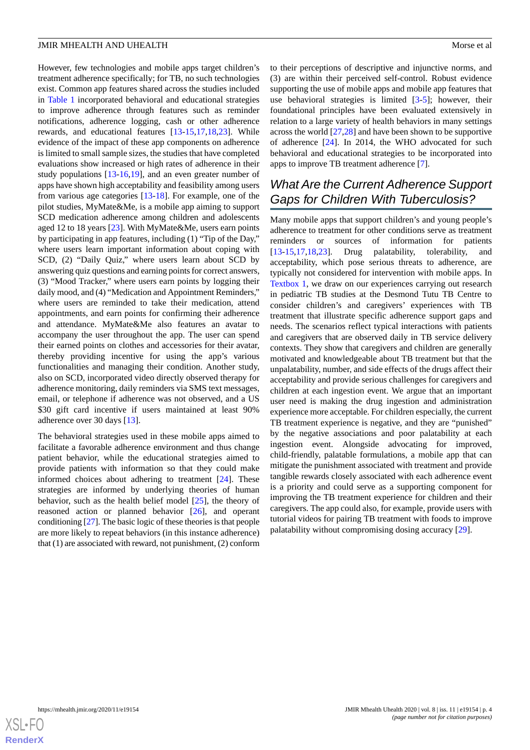However, few technologies and mobile apps target children's treatment adherence specifically; for TB, no such technologies exist. Common app features shared across the studies included in Table 1 incorporated behavioral and educational strategies to improve adherence through features such as reminder notifications, adherence logging, cash or other adherence rewards, and educational features [13-15,17,18,23]. While evidence of the impact of these app components on adherence is limited to small sample sizes, the studies that have completed evaluations show increased or high rates of adherence in their study populations [13-16,19], and an even greater number of apps have shown high acceptability and feasibility among users from various age categories [13-18]. For example, one of the pilot studies, MyMate&Me, is a mobile app aiming to support SCD medication adherence among children and adolescents aged 12 to 18 years [23]. With MyMate&Me, users earn points by participating in app features, including (1) "Tip of the Day," where users learn important information about coping with SCD, (2) "Daily Quiz," where users learn about SCD by answering quiz questions and earning points for correct answers, (3) "Mood Tracker," where users earn points by logging their daily mood, and (4) "Medication and Appointment Reminders," where users are reminded to take their medication, attend appointments, and earn points for confirming their adherence and attendance. MyMate&Me also features an avatar to accompany the user throughout the app. The user can spend their earned points on clothes and accessories for their avatar, thereby providing incentive for using the app's various functionalities and managing their condition. Another study, also on SCD, incorporated video directly observed therapy for adherence monitoring, daily reminders via SMS text messages, email, or telephone if adherence was not observed, and a US $30 gift card incentive if users maintained at least 90% adherence over 30 days [13].

The behavioral strategies used in these mobile apps aimed to facilitate a favorable adherence environment and thus change patient behavior, while the educational strategies aimed to provide patients with information so that they could make informed choices about adhering to treatment [24]. These strategies are informed by underlying theories of human behavior, such as the health belief model [25], the theory of reasoned action or planned behavior [26], and operant conditioning [27]. The basic logic of these theories is that people are more likely to repeat behaviors (in this instance adherence) that (1) are associated with reward, not punishment, (2) conform to their perceptions of descriptive and injunctive norms, and (3) are within their perceived self-control. Robust evidence supporting the use of mobile apps and mobile app features that use behavioral strategies is limited [3-5]; however, their foundational principles have been evaluated extensively in relation to a large variety of health behaviors in many settings across the world [27,28] and have been shown to be supportive of adherence [24]. In 2014, the WHO advocated for such behavioral and educational strategies to be incorporated into apps to improve TB treatment adherence [7].

## *What Are the Current Adherence Support Gaps for Children With Tuberculosis?*

Many mobile apps that support children's and young people's adherence to treatment for other conditions serve as treatment reminders or sources of information for patients [13-15,17,18,23]. Drug palatability, tolerability, and acceptability, which pose serious threats to adherence, are typically not considered for intervention with mobile apps. In Textbox 1, we draw on our experiences carrying out research in pediatric TB studies at the Desmond Tutu TB Centre to consider children's and caregivers' experiences with TB treatment that illustrate specific adherence support gaps and needs. The scenarios reflect typical interactions with patients and caregivers that are observed daily in TB service delivery contexts. They show that caregivers and children are generally motivated and knowledgeable about TB treatment but that the unpalatability, number, and side effects of the drugs affect their acceptability and provide serious challenges for caregivers and children at each ingestion event. We argue that an important user need is making the drug ingestion and administration experience more acceptable. For children especially, the current TB treatment experience is negative, and they are "punished" by the negative associations and poor palatability at each ingestion event. Alongside advocating for improved, child-friendly, palatable formulations, a mobile app that can mitigate the punishment associated with treatment and provide tangible rewards closely associated with each adherence event is a priority and could serve as a supporting component for improving the TB treatment experience for children and their caregivers. The app could also, for example, provide users with tutorial videos for pairing TB treatment with foods to improve palatability without compromising dosing accuracy [29].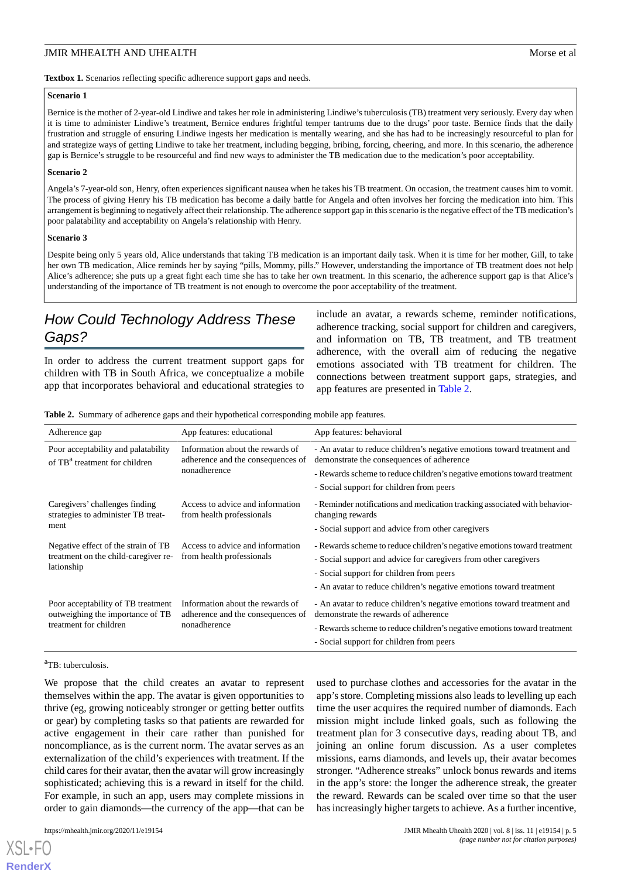**Textbox 1.** Scenarios reflecting specific adherence support gaps and needs.

**Scenario 1**

Bernice is the mother of 2-year-old Lindiwe and takes her role in administering Lindiwe's tuberculosis (TB) treatment very seriously. Every day when it is time to administer Lindiwe's treatment, Bernice endures frightful temper tantrums due to the drugs' poor taste. Bernice finds that the daily frustration and struggle of ensuring Lindiwe ingests her medication is mentally wearing, and she has had to be increasingly resourceful to plan for and strategize ways of getting Lindiwe to take her treatment, including begging, bribing, forcing, cheering, and more. In this scenario, the adherence gap is Bernice's struggle to be resourceful and find new ways to administer the TB medication due to the medication's poor acceptability.

**Scenario 2**

Angela's 7-year-old son, Henry, often experiences significant nausea when he takes his TB treatment. On occasion, the treatment causes him to vomit. The process of giving Henry his TB medication has become a daily battle for Angela and often involves her forcing the medication into him. This arrangement is beginning to negatively affect their relationship. The adherence support gap in this scenario is the negative effect of the TB medication's poor palatability and acceptability on Angela's relationship with Henry.

**Scenario 3**

Despite being only 5 years old, Alice understands that taking TB medication is an important daily task. When it is time for her mother, Gill, to take her own TB medication, Alice reminds her by saying "pills, Mommy, pills." However, understanding the importance of TB treatment does not help Alice's adherence; she puts up a great fight each time she has to take her own treatment. In this scenario, the adherence support gap is that Alice's understanding of the importance of TB treatment is not enough to overcome the poor acceptability of the treatment.

## How Could Technology Address These Gaps?

In order to address the current treatment support gaps for children with TB in South Africa, we conceptualize a mobile app that incorporates behavioral and educational strategies to include an avatar, a rewards scheme, reminder notifications, adherence tracking, social support for children and caregivers, and information on TB, TB treatment, and TB treatment adherence, with the overall aim of reducing the negative emotions associated with TB treatment for children. The connections between treatment support gaps, strategies, and app features are presented in Table 2.

**Table 2.** Summary of adherence gaps and their hypothetical corresponding mobile app features.

| Adherence gap | App features: educational | App features: behavioral |
|---|---|---|
| Poor acceptability and palatability of TB[a] treatment for children | Information about the rewards of adherence and the consequences of nonadherence | - An avatar to reduce children's negative emotions toward treatment and demonstrate the consequences of adherence<br>- Rewards scheme to reduce children's negative emotions toward treatment<br>- Social support for children from peers |
| Caregivers' challenges finding strategies to administer TB treatment | Access to advice and information from health professionals | - Reminder notifications and medication tracking associated with behavior-changing rewards<br>- Social support and advice from other caregivers |
| Negative effect of the strain of TB treatment on the child-caregiver relationship | Access to advice and information from health professionals | - Rewards scheme to reduce children's negative emotions toward treatment<br>- Social support and advice for caregivers from other caregivers<br>- Social support for children from peers<br>- An avatar to reduce children's negative emotions toward treatment |
| Poor acceptability of TB treatment outweighing the importance of TB treatment for children | Information about the rewards of adherence and the consequences of nonadherence | - An avatar to reduce children's negative emotions toward treatment and demonstrate the rewards of adherence<br>- Rewards scheme to reduce children's negative emotions toward treatment<br>- Social support for children from peers |

[a]TB: tuberculosis.

We propose that the child creates an avatar to represent themselves within the app. The avatar is given opportunities to thrive (eg, growing noticeably stronger or getting better outfits or gear) by completing tasks so that patients are rewarded for active engagement in their care rather than punished for noncompliance, as is the current norm. The avatar serves as an externalization of the child's experiences with treatment. If the child cares for their avatar, then the avatar will grow increasingly sophisticated; achieving this is a reward in itself for the child. For example, in such an app, users may complete missions in order to gain diamonds—the currency of the app—that can be used to purchase clothes and accessories for the avatar in the app's store. Completing missions also leads to levelling up each time the user acquires the required number of diamonds. Each mission might include linked goals, such as following the treatment plan for 3 consecutive days, reading about TB, and joining an online forum discussion. As a user completes missions, earns diamonds, and levels up, their avatar becomes stronger. "Adherence streaks" unlock bonus rewards and items in the app's store: the longer the adherence streak, the greater the reward. Rewards can be scaled over time so that the user has increasingly higher targets to achieve. As a further incentive,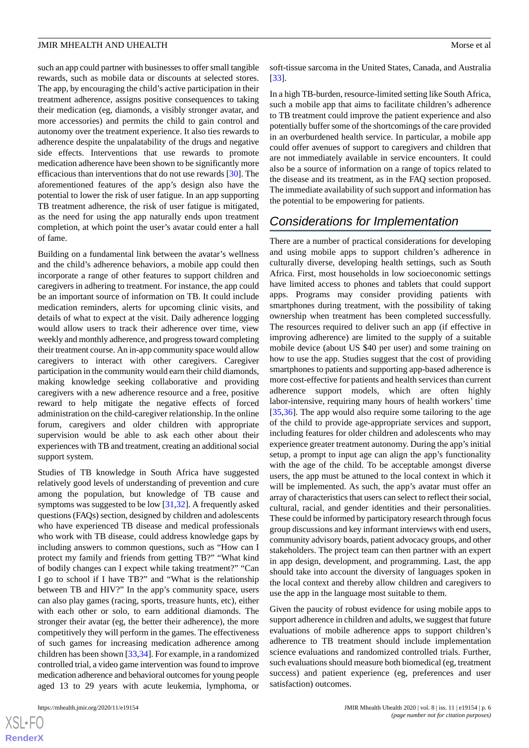such an app could partner with businesses to offer small tangible rewards, such as mobile data or discounts at selected stores. The app, by encouraging the child's active participation in their treatment adherence, assigns positive consequences to taking their medication (eg, diamonds, a visibly stronger avatar, and more accessories) and permits the child to gain control and autonomy over the treatment experience. It also ties rewards to adherence despite the unpalatability of the drugs and negative side effects. Interventions that use rewards to promote medication adherence have been shown to be significantly more efficacious than interventions that do not use rewards [30]. The aforementioned features of the app's design also have the potential to lower the risk of user fatigue. In an app supporting TB treatment adherence, the risk of user fatigue is mitigated, as the need for using the app naturally ends upon treatment completion, at which point the user's avatar could enter a hall of fame.

Building on a fundamental link between the avatar's wellness and the child's adherence behaviors, a mobile app could then incorporate a range of other features to support children and caregivers in adhering to treatment. For instance, the app could be an important source of information on TB. It could include medication reminders, alerts for upcoming clinic visits, and details of what to expect at the visit. Daily adherence logging would allow users to track their adherence over time, view weekly and monthly adherence, and progress toward completing their treatment course. An in-app community space would allow caregivers to interact with other caregivers. Caregiver participation in the community would earn their child diamonds, making knowledge seeking collaborative and providing caregivers with a new adherence resource and a free, positive reward to help mitigate the negative effects of forced administration on the child-caregiver relationship. In the online forum, caregivers and older children with appropriate supervision would be able to ask each other about their experiences with TB and treatment, creating an additional social support system.

Studies of TB knowledge in South Africa have suggested relatively good levels of understanding of prevention and cure among the population, but knowledge of TB cause and symptoms was suggested to be low [31,32]. A frequently asked questions (FAQs) section, designed by children and adolescents who have experienced TB disease and medical professionals who work with TB disease, could address knowledge gaps by including answers to common questions, such as "How can I protect my family and friends from getting TB?" "What kind of bodily changes can I expect while taking treatment?" "Can I go to school if I have TB?" and "What is the relationship between TB and HIV?" In the app's community space, users can also play games (racing, sports, treasure hunts, etc), either with each other or solo, to earn additional diamonds. The stronger their avatar (eg, the better their adherence), the more competitively they will perform in the games. The effectiveness of such games for increasing medication adherence among children has been shown [33,34]. For example, in a randomized controlled trial, a video game intervention was found to improve medication adherence and behavioral outcomes for young people aged 13 to 29 years with acute leukemia, lymphoma, or soft-tissue sarcoma in the United States, Canada, and Australia [33].

In a high TB-burden, resource-limited setting like South Africa, such a mobile app that aims to facilitate children's adherence to TB treatment could improve the patient experience and also potentially buffer some of the shortcomings of the care provided in an overburdened health service. In particular, a mobile app could offer avenues of support to caregivers and children that are not immediately available in service encounters. It could also be a source of information on a range of topics related to the disease and its treatment, as in the FAQ section proposed. The immediate availability of such support and information has the potential to be empowering for patients.

## Considerations for Implementation

There are a number of practical considerations for developing and using mobile apps to support children's adherence in culturally diverse, developing health settings, such as South Africa. First, most households in low socioeconomic settings have limited access to phones and tablets that could support apps. Programs may consider providing patients with smartphones during treatment, with the possibility of taking ownership when treatment has been completed successfully. The resources required to deliver such an app (if effective in improving adherence) are limited to the supply of a suitable mobile device (about US $40 per user) and some training on how to use the app. Studies suggest that the cost of providing smartphones to patients and supporting app-based adherence is more cost-effective for patients and health services than current adherence support models, which are often highly labor-intensive, requiring many hours of health workers' time [35,36]. The app would also require some tailoring to the age of the child to provide age-appropriate services and support, including features for older children and adolescents who may experience greater treatment autonomy. During the app's initial setup, a prompt to input age can align the app's functionality with the age of the child. To be acceptable amongst diverse users, the app must be attuned to the local context in which it will be implemented. As such, the app's avatar must offer an array of characteristics that users can select to reflect their social, cultural, racial, and gender identities and their personalities. These could be informed by participatory research through focus group discussions and key informant interviews with end users, community advisory boards, patient advocacy groups, and other stakeholders. The project team can then partner with an expert in app design, development, and programming. Last, the app should take into account the diversity of languages spoken in the local context and thereby allow children and caregivers to use the app in the language most suitable to them.

Given the paucity of robust evidence for using mobile apps to support adherence in children and adults, we suggest that future evaluations of mobile adherence apps to support children's adherence to TB treatment should include implementation science evaluations and randomized controlled trials. Further, such evaluations should measure both biomedical (eg, treatment success) and patient experience (eg, preferences and user satisfaction) outcomes.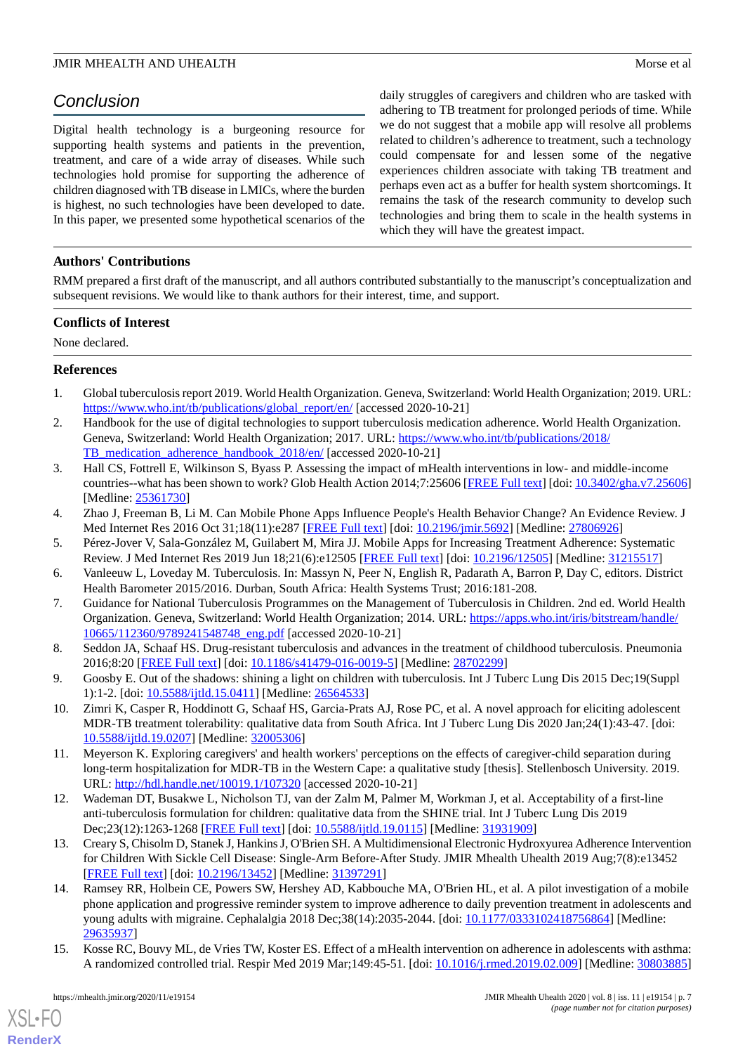## Conclusion

Digital health technology is a burgeoning resource for supporting health systems and patients in the prevention, treatment, and care of a wide array of diseases. While such technologies hold promise for supporting the adherence of children diagnosed with TB disease in LMICs, where the burden is highest, no such technologies have been developed to date. In this paper, we presented some hypothetical scenarios of the daily struggles of caregivers and children who are tasked with adhering to TB treatment for prolonged periods of time. While we do not suggest that a mobile app will resolve all problems related to children's adherence to treatment, such a technology could compensate for and lessen some of the negative experiences children associate with taking TB treatment and perhaps even act as a buffer for health system shortcomings. It remains the task of the research community to develop such technologies and bring them to scale in the health systems in which they will have the greatest impact.

### Authors' Contributions

RMM prepared a first draft of the manuscript, and all authors contributed substantially to the manuscript's conceptualization and subsequent revisions. We would like to thank authors for their interest, time, and support.

### Conflicts of Interest

None declared.

### References

1. Global tuberculosis report 2019. World Health Organization. Geneva, Switzerland: World Health Organization; 2019. URL: https://www.who.int/tb/publications/global_report/en/ [accessed 2020-10-21]
2. Handbook for the use of digital technologies to support tuberculosis medication adherence. World Health Organization. Geneva, Switzerland: World Health Organization; 2017. URL: https://www.who.int/tb/publications/2018/TB_medication_adherence_handbook_2018/en/ [accessed 2020-10-21]
3. Hall CS, Fottrell E, Wilkinson S, Byass P. Assessing the impact of mHealth interventions in low- and middle-income countries--what has been shown to work? Glob Health Action 2014;7:25606 [FREE Full text] [doi: 10.3402/gha.v7.25606] [Medline: 25361730]
4. Zhao J, Freeman B, Li M. Can Mobile Phone Apps Influence People's Health Behavior Change? An Evidence Review. J Med Internet Res 2016 Oct 31;18(11):e287 [FREE Full text] [doi: 10.2196/jmir.5692] [Medline: 27806926]
5. Pérez-Jover V, Sala-González M, Guilabert M, Mira JJ. Mobile Apps for Increasing Treatment Adherence: Systematic Review. J Med Internet Res 2019 Jun 18;21(6):e12505 [FREE Full text] [doi: 10.2196/12505] [Medline: 31215517]
6. Vanleeuw L, Loveday M. Tuberculosis. In: Massyn N, Peer N, English R, Padarath A, Barron P, Day C, editors. District Health Barometer 2015/2016. Durban, South Africa: Health Systems Trust; 2016:181-208.
7. Guidance for National Tuberculosis Programmes on the Management of Tuberculosis in Children. 2nd ed. World Health Organization. Geneva, Switzerland: World Health Organization; 2014. URL: https://apps.who.int/iris/bitstream/handle/10665/112360/9789241548748_eng.pdf [accessed 2020-10-21]
8. Seddon JA, Schaaf HS. Drug-resistant tuberculosis and advances in the treatment of childhood tuberculosis. Pneumonia 2016;8:20 [FREE Full text] [doi: 10.1186/s41479-016-0019-5] [Medline: 28702299]
9. Goosby E. Out of the shadows: shining a light on children with tuberculosis. Int J Tuberc Lung Dis 2015 Dec;19(Suppl 1):1-2. [doi: 10.5588/ijtld.15.0411] [Medline: 26564533]
10. Zimri K, Casper R, Hoddinott G, Schaaf HS, Garcia-Prats AJ, Rose PC, et al. A novel approach for eliciting adolescent MDR-TB treatment tolerability: qualitative data from South Africa. Int J Tuberc Lung Dis 2020 Jan;24(1):43-47. [doi: 10.5588/ijtld.19.0207] [Medline: 32005306]
11. Meyerson K. Exploring caregivers' and health workers' perceptions on the effects of caregiver-child separation during long-term hospitalization for MDR-TB in the Western Cape: a qualitative study [thesis]. Stellenbosch University. 2019. URL: http://hdl.handle.net/10019.1/107320 [accessed 2020-10-21]
12. Wademan DT, Busakwe L, Nicholson TJ, van der Zalm M, Palmer M, Workman J, et al. Acceptability of a first-line anti-tuberculosis formulation for children: qualitative data from the SHINE trial. Int J Tuberc Lung Dis 2019 Dec;23(12):1263-1268 [FREE Full text] [doi: 10.5588/ijtld.19.0115] [Medline: 31931909]
13. Creary S, Chisolm D, Stanek J, Hankins J, O'Brien SH. A Multidimensional Electronic Hydroxyurea Adherence Intervention for Children With Sickle Cell Disease: Single-Arm Before-After Study. JMIR Mhealth Uhealth 2019 Aug;7(8):e13452 [FREE Full text] [doi: 10.2196/13452] [Medline: 31397291]
14. Ramsey RR, Holbein CE, Powers SW, Hershey AD, Kabbouche MA, O'Brien HL, et al. A pilot investigation of a mobile phone application and progressive reminder system to improve adherence to daily prevention treatment in adolescents and young adults with migraine. Cephalalgia 2018 Dec;38(14):2035-2044. [doi: 10.1177/0333102418756864] [Medline: 29635937]
15. Kosse RC, Bouvy ML, de Vries TW, Koster ES. Effect of a mHealth intervention on adherence in adolescents with asthma: A randomized controlled trial. Respir Med 2019 Mar;149:45-51. [doi: 10.1016/j.rmed.2019.02.009] [Medline: 30803885]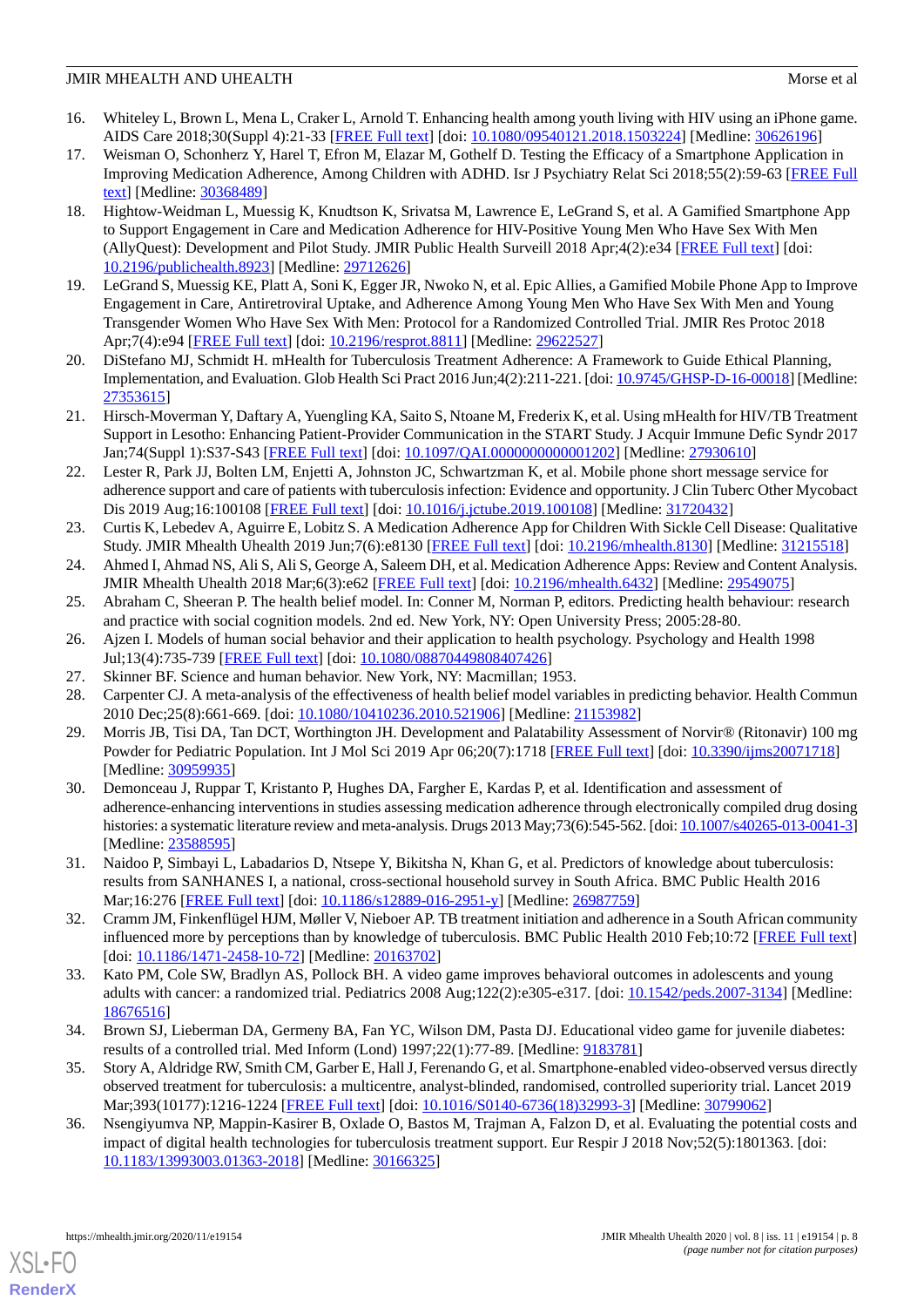16. Whiteley L, Brown L, Mena L, Craker L, Arnold T. Enhancing health among youth living with HIV using an iPhone game. AIDS Care 2018;30(Suppl 4):21-33 [FREE Full text] [doi: 10.1080/09540121.2018.1503224] [Medline: 30626196]
17. Weisman O, Schonherz Y, Harel T, Efron M, Elazar M, Gothelf D. Testing the Efficacy of a Smartphone Application in Improving Medication Adherence, Among Children with ADHD. Isr J Psychiatry Relat Sci 2018;55(2):59-63 [FREE Full text] [Medline: 30368489]
18. Hightow-Weidman L, Muessig K, Knudtson K, Srivatsa M, Lawrence E, LeGrand S, et al. A Gamified Smartphone App to Support Engagement in Care and Medication Adherence for HIV-Positive Young Men Who Have Sex With Men (AllyQuest): Development and Pilot Study. JMIR Public Health Surveill 2018 Apr;4(2):e34 [FREE Full text] [doi: 10.2196/publichealth.8923] [Medline: 29712626]
19. LeGrand S, Muessig KE, Platt A, Soni K, Egger JR, Nwoko N, et al. Epic Allies, a Gamified Mobile Phone App to Improve Engagement in Care, Antiretroviral Uptake, and Adherence Among Young Men Who Have Sex With Men and Young Transgender Women Who Have Sex With Men: Protocol for a Randomized Controlled Trial. JMIR Res Protoc 2018 Apr;7(4):e94 [FREE Full text] [doi: 10.2196/resprot.8811] [Medline: 29622527]
20. DiStefano MJ, Schmidt H. mHealth for Tuberculosis Treatment Adherence: A Framework to Guide Ethical Planning, Implementation, and Evaluation. Glob Health Sci Pract 2016 Jun;4(2):211-221. [doi: 10.9745/GHSP-D-16-00018] [Medline: 27353615]
21. Hirsch-Moverman Y, Daftary A, Yuengling KA, Saito S, Ntoane M, Frederix K, et al. Using mHealth for HIV/TB Treatment Support in Lesotho: Enhancing Patient-Provider Communication in the START Study. J Acquir Immune Defic Syndr 2017 Jan;74(Suppl 1):S37-S43 [FREE Full text] [doi: 10.1097/QAI.0000000000001202] [Medline: 27930610]
22. Lester R, Park JJ, Bolten LM, Enjetti A, Johnston JC, Schwartzman K, et al. Mobile phone short message service for adherence support and care of patients with tuberculosis infection: Evidence and opportunity. J Clin Tuberc Other Mycobact Dis 2019 Aug;16:100108 [FREE Full text] [doi: 10.1016/j.jctube.2019.100108] [Medline: 31720432]
23. Curtis K, Lebedev A, Aguirre E, Lobitz S. A Medication Adherence App for Children With Sickle Cell Disease: Qualitative Study. JMIR Mhealth Uhealth 2019 Jun;7(6):e8130 [FREE Full text] [doi: 10.2196/mhealth.8130] [Medline: 31215518]
24. Ahmed I, Ahmad NS, Ali S, Ali S, George A, Saleem DH, et al. Medication Adherence Apps: Review and Content Analysis. JMIR Mhealth Uhealth 2018 Mar;6(3):e62 [FREE Full text] [doi: 10.2196/mhealth.6432] [Medline: 29549075]
25. Abraham C, Sheeran P. The health belief model. In: Conner M, Norman P, editors. Predicting health behaviour: research and practice with social cognition models. 2nd ed. New York, NY: Open University Press; 2005:28-80.
26. Ajzen I. Models of human social behavior and their application to health psychology. Psychology and Health 1998 Jul;13(4):735-739 [FREE Full text] [doi: 10.1080/08870449808407426]
27. Skinner BF. Science and human behavior. New York, NY: Macmillan; 1953.
28. Carpenter CJ. A meta-analysis of the effectiveness of health belief model variables in predicting behavior. Health Commun 2010 Dec;25(8):661-669. [doi: 10.1080/10410236.2010.521906] [Medline: 21153982]
29. Morris JB, Tisi DA, Tan DCT, Worthington JH. Development and Palatability Assessment of Norvir® (Ritonavir) 100 mg Powder for Pediatric Population. Int J Mol Sci 2019 Apr 06;20(7):1718 [FREE Full text] [doi: 10.3390/ijms20071718] [Medline: 30959935]
30. Demonceau J, Ruppar T, Kristanto P, Hughes DA, Fargher E, Kardas P, et al. Identification and assessment of adherence-enhancing interventions in studies assessing medication adherence through electronically compiled drug dosing histories: a systematic literature review and meta-analysis. Drugs 2013 May;73(6):545-562. [doi: 10.1007/s40265-013-0041-3] [Medline: 23588595]
31. Naidoo P, Simbayi L, Labadarios D, Ntsepe Y, Bikitsha N, Khan G, et al. Predictors of knowledge about tuberculosis: results from SANHANES I, a national, cross-sectional household survey in South Africa. BMC Public Health 2016 Mar;16:276 [FREE Full text] [doi: 10.1186/s12889-016-2951-y] [Medline: 26987759]
32. Cramm JM, Finkenflügel HJM, Møller V, Nieboer AP. TB treatment initiation and adherence in a South African community influenced more by perceptions than by knowledge of tuberculosis. BMC Public Health 2010 Feb;10:72 [FREE Full text] [doi: 10.1186/1471-2458-10-72] [Medline: 20163702]
33. Kato PM, Cole SW, Bradlyn AS, Pollock BH. A video game improves behavioral outcomes in adolescents and young adults with cancer: a randomized trial. Pediatrics 2008 Aug;122(2):e305-e317. [doi: 10.1542/peds.2007-3134] [Medline: 18676516]
34. Brown SJ, Lieberman DA, Germeny BA, Fan YC, Wilson DM, Pasta DJ. Educational video game for juvenile diabetes: results of a controlled trial. Med Inform (Lond) 1997;22(1):77-89. [Medline: 9183781]
35. Story A, Aldridge RW, Smith CM, Garber E, Hall J, Ferenando G, et al. Smartphone-enabled video-observed versus directly observed treatment for tuberculosis: a multicentre, analyst-blinded, randomised, controlled superiority trial. Lancet 2019 Mar;393(10177):1216-1224 [FREE Full text] [doi: 10.1016/S0140-6736(18)32993-3] [Medline: 30799062]
36. Nsengiyumva NP, Mappin-Kasirer B, Oxlade O, Bastos M, Trajman A, Falzon D, et al. Evaluating the potential costs and impact of digital health technologies for tuberculosis treatment support. Eur Respir J 2018 Nov;52(5):1801363. [doi: 10.1183/13993003.01363-2018] [Medline: 30166325]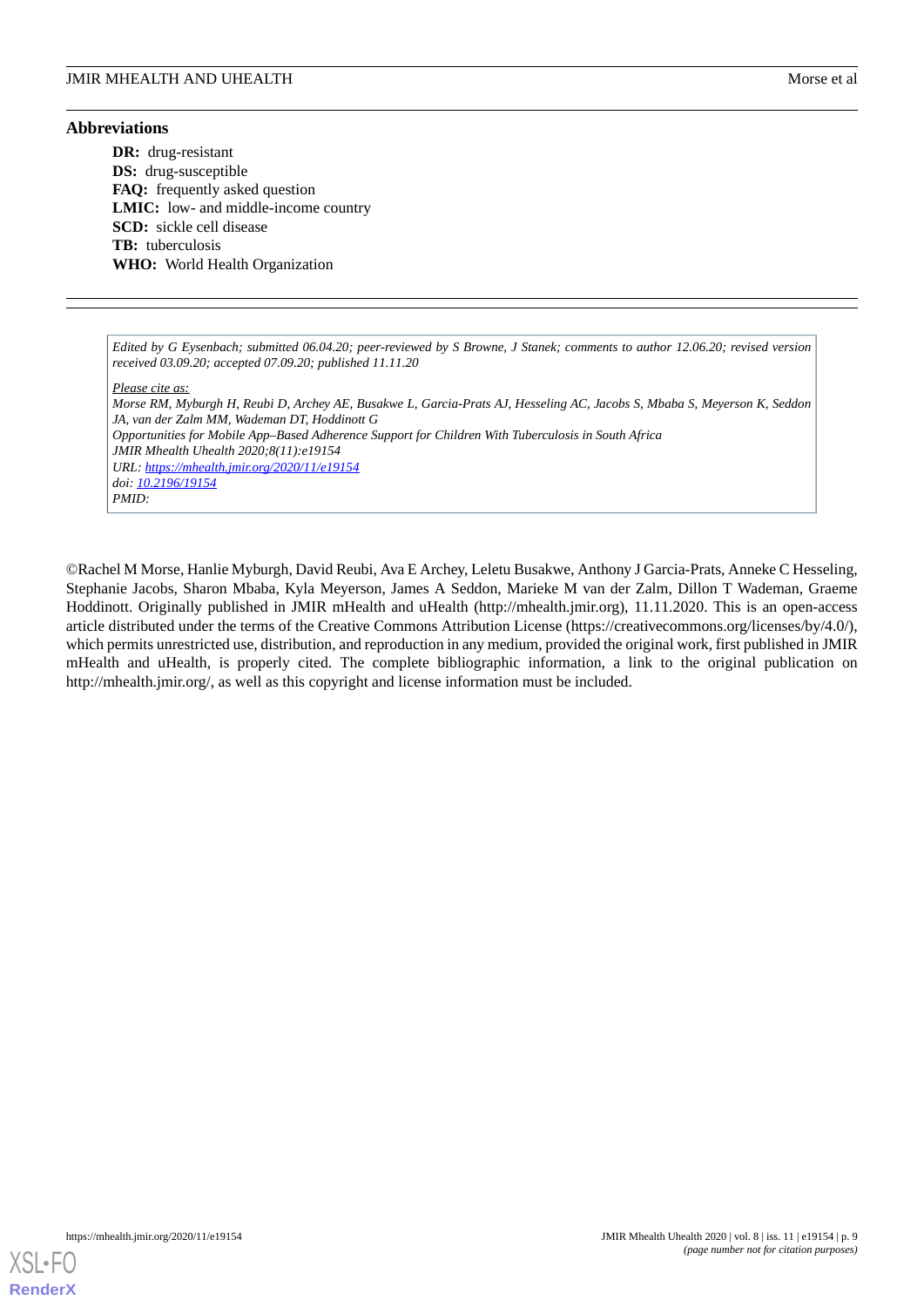## Abbreviations

**DR:** drug-resistant
**DS:** drug-susceptible
**FAQ:** frequently asked question
**LMIC:** low- and middle-income country
**SCD:** sickle cell disease
**TB:** tuberculosis
**WHO:** World Health Organization

---

*Edited by G Eysenbach; submitted 06.04.20; peer-reviewed by S Browne, J Stanek; comments to author 12.06.20; revised version received 03.09.20; accepted 07.09.20; published 11.11.20*

*Please cite as:*
*Morse RM, Myburgh H, Reubi D, Archey AE, Busakwe L, Garcia-Prats AJ, Hesseling AC, Jacobs S, Mbaba S, Meyerson K, Seddon JA, van der Zalm MM, Wademan DT, Hoddinott G*
*Opportunities for Mobile App–Based Adherence Support for Children With Tuberculosis in South Africa*
*JMIR Mhealth Uhealth 2020;8(11):e19154*
*URL: [https://mhealth.jmir.org/2020/11/e19154](https://mhealth.jmir.org/2020/11/e19154)*
*doi: [10.2196/19154](https://doi.org/10.2196/19154)*
*PMID:*

©Rachel M Morse, Hanlie Myburgh, David Reubi, Ava E Archey, Leletu Busakwe, Anthony J Garcia-Prats, Anneke C Hesseling, Stephanie Jacobs, Sharon Mbaba, Kyla Meyerson, James A Seddon, Marieke M van der Zalm, Dillon T Wademan, Graeme Hoddinott. Originally published in JMIR mHealth and uHealth (http://mhealth.jmir.org), 11.11.2020. This is an open-access article distributed under the terms of the Creative Commons Attribution License (https://creativecommons.org/licenses/by/4.0/), which permits unrestricted use, distribution, and reproduction in any medium, provided the original work, first published in JMIR mHealth and uHealth, is properly cited. The complete bibliographic information, a link to the original publication on http://mhealth.jmir.org/, as well as this copyright and license information must be included.